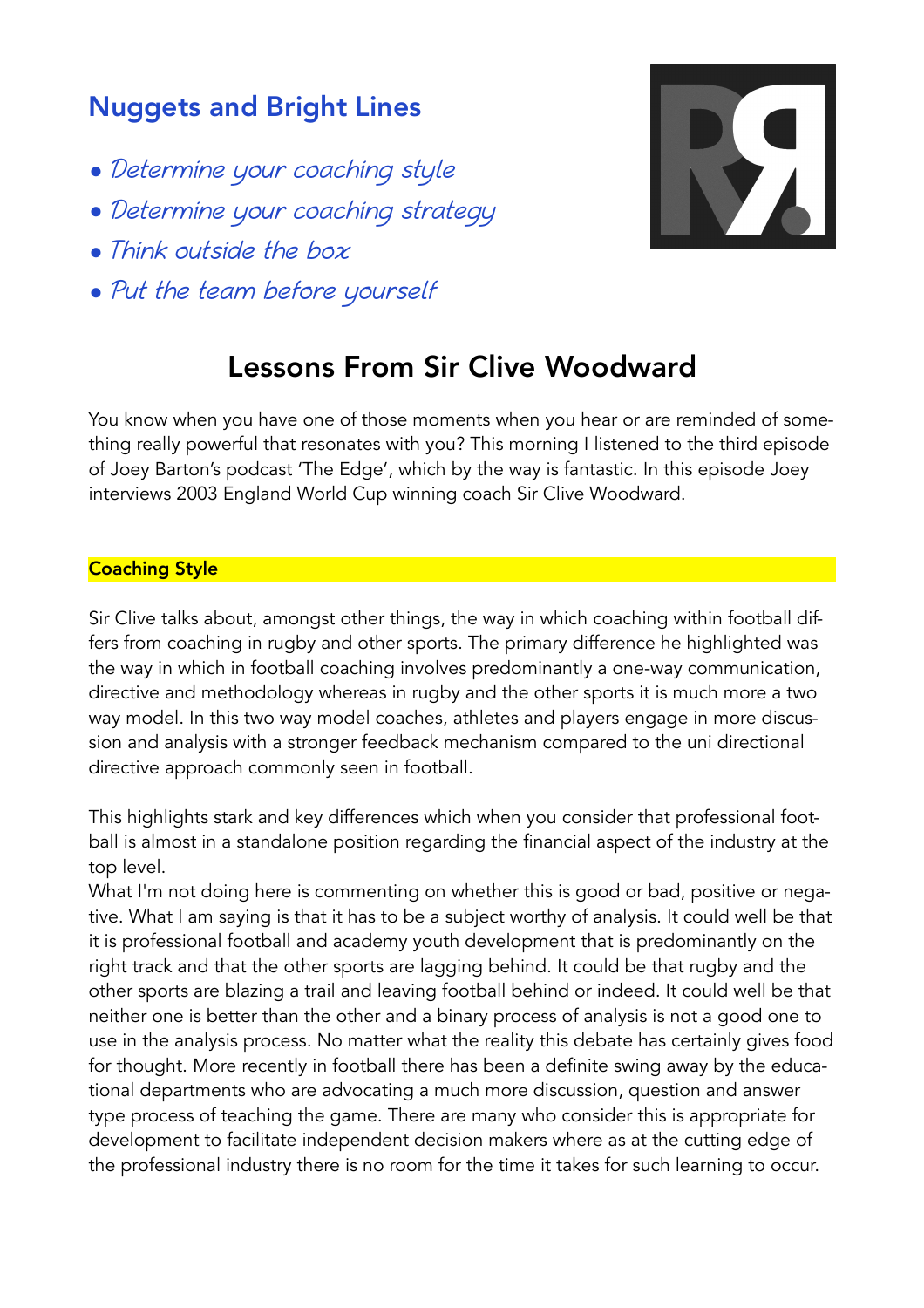## Nuggets and Bright Lines

- *Determine your coaching style*
- *Determine your coaching strategy*
- *Think outside the box*
- *Put the team before yourself*

# Lessons From Sir Clive Woodward

You know when you have one of those moments when you hear or are reminded of something really powerful that resonates with you? This morning I listened to the third episode of Joey Barton's podcast 'The Edge', which by the way is fantastic. In this episode Joey interviews 2003 England World Cup winning coach Sir Clive Woodward.

### Coaching Style

Sir Clive talks about, amongst other things, the way in which coaching within football differs from coaching in rugby and other sports. The primary difference he highlighted was the way in which in football coaching involves predominantly a one-way communication, directive and methodology whereas in rugby and the other sports it is much more a two way model. In this two way model coaches, athletes and players engage in more discussion and analysis with a stronger feedback mechanism compared to the uni directional directive approach commonly seen in football.

This highlights stark and key differences which when you consider that professional football is almost in a standalone position regarding the financial aspect of the industry at the top level.
What I'm not doing here is commenting on whether this is good or bad, positive or negative. What I am saying is that it has to be a subject worthy of analysis. It could well be that it is professional football and academy youth development that is predominantly on the right track and that the other sports are lagging behind. It could be that rugby and the other sports are blazing a trail and leaving football behind or indeed. It could well be that neither one is better than the other and a binary process of analysis is not a good one to use in the analysis process. No matter what the reality this debate has certainly gives food for thought. More recently in football there has been a definite swing away by the educational departments who are advocating a much more discussion, question and answer type process of teaching the game. There are many who consider this is appropriate for development to facilitate independent decision makers where as at the cutting edge of the professional industry there is no room for the time it takes for such learning to occur.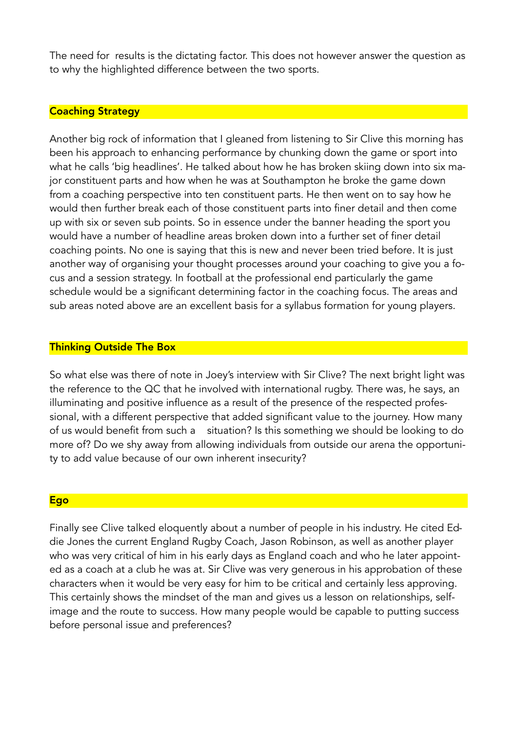The need for results is the dictating factor. This does not however answer the question as to why the highlighted difference between the two sports.

## Coaching Strategy

Another big rock of information that I gleaned from listening to Sir Clive this morning has been his approach to enhancing performance by chunking down the game or sport into what he calls 'big headlines'. He talked about how he has broken skiing down into six major constituent parts and how when he was at Southampton he broke the game down from a coaching perspective into ten constituent parts. He then went on to say how he would then further break each of those constituent parts into finer detail and then come up with six or seven sub points. So in essence under the banner heading the sport you would have a number of headline areas broken down into a further set of finer detail coaching points. No one is saying that this is new and never been tried before. It is just another way of organising your thought processes around your coaching to give you a focus and a session strategy. In football at the professional end particularly the game schedule would be a significant determining factor in the coaching focus. The areas and sub areas noted above are an excellent basis for a syllabus formation for young players.

## Thinking Outside The Box

So what else was there of note in Joey's interview with Sir Clive? The next bright light was the reference to the QC that he involved with international rugby. There was, he says, an illuminating and positive influence as a result of the presence of the respected professional, with a different perspective that added significant value to the journey. How many of us would benefit from such a situation? Is this something we should be looking to do more of? Do we shy away from allowing individuals from outside our arena the opportunity to add value because of our own inherent insecurity?

## Ego

Finally see Clive talked eloquently about a number of people in his industry. He cited Eddie Jones the current England Rugby Coach, Jason Robinson, as well as another player who was very critical of him in his early days as England coach and who he later appointed as a coach at a club he was at. Sir Clive was very generous in his approbation of these characters when it would be very easy for him to be critical and certainly less approving. This certainly shows the mindset of the man and gives us a lesson on relationships, self-image and the route to success. How many people would be capable to putting success before personal issue and preferences?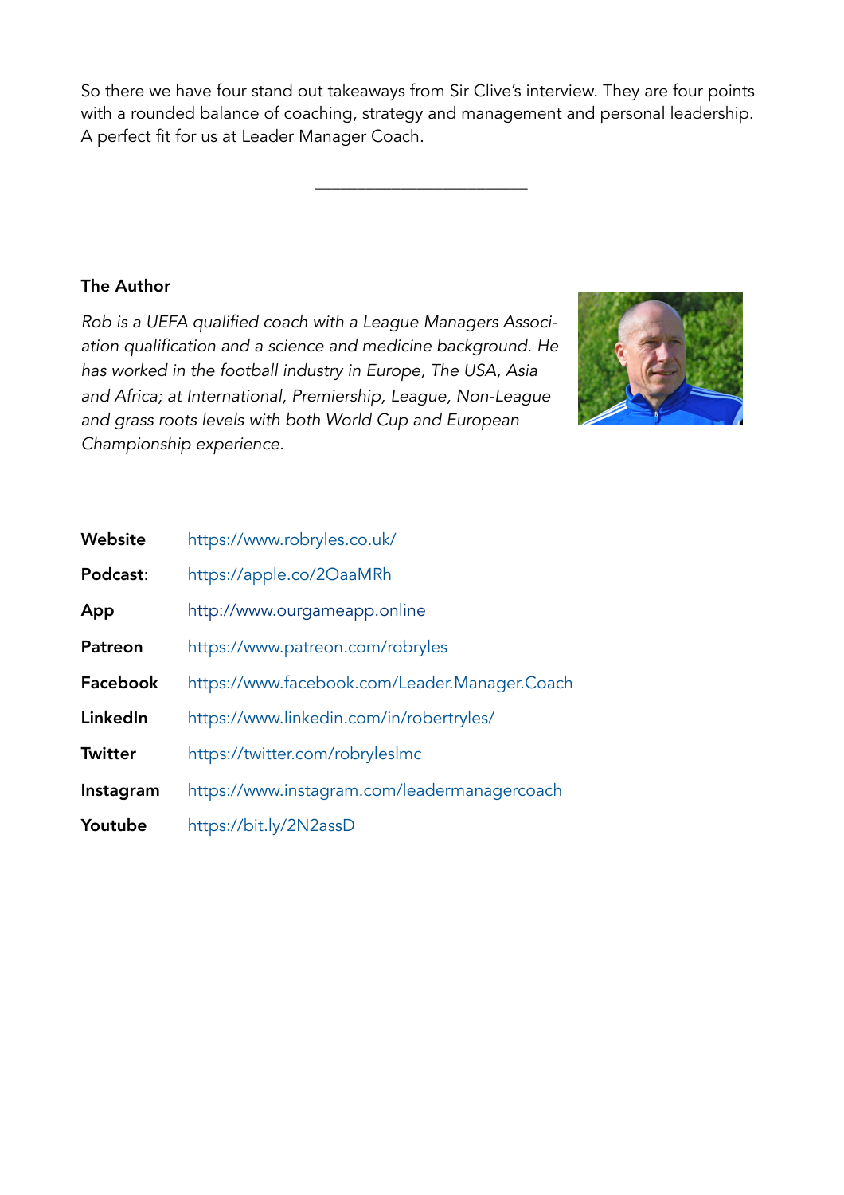So there we have four stand out takeaways from Sir Clive's interview. They are four points with a rounded balance of coaching, strategy and management and personal leadership. A perfect fit for us at Leader Manager Coach.

---

**The Author**

*Rob is a UEFA qualified coach with a League Managers Association qualification and a science and medicine background. He has worked in the football industry in Europe, The USA, Asia and Africa; at International, Premiership, League, Non-League and grass roots levels with both World Cup and European Championship experience.*

| | |
|---|---|
| **Website** | https://www.robryles.co.uk/ |
| **Podcast**: | https://apple.co/2OaaMRh |
| **App** | http://www.ourgameapp.online |
| **Patreon** | https://www.patreon.com/robryles |
| **Facebook** | https://www.facebook.com/Leader.Manager.Coach |
| **LinkedIn** | https://www.linkedin.com/in/robertryles/ |
| **Twitter** | https://twitter.com/robryleslmc |
| **Instagram** | https://www.instagram.com/leadermanagercoach |
| **Youtube** | https://bit.ly/2N2assD |